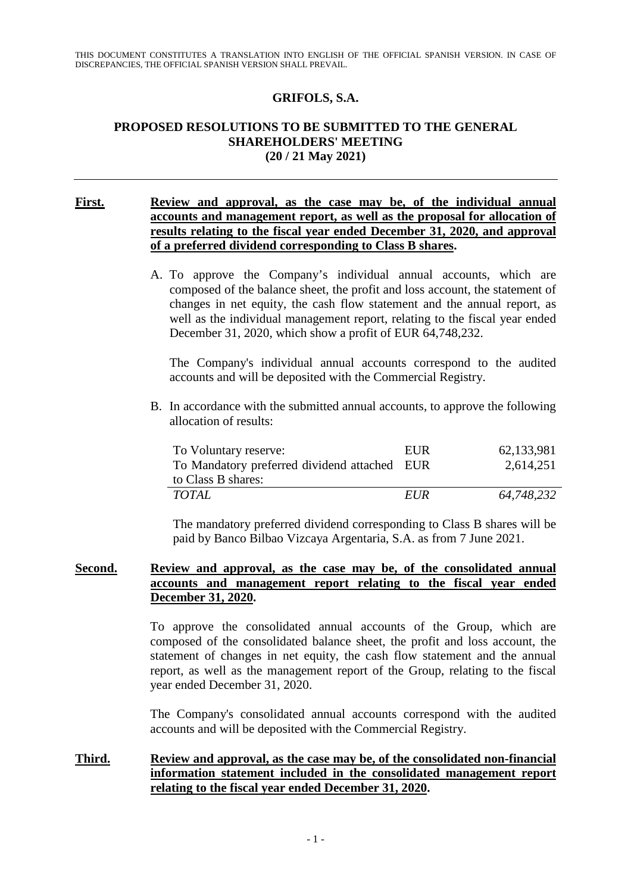THIS DOCUMENT CONSTITUTES A TRANSLATION INTO ENGLISH OF THE OFFICIAL SPANISH VERSION. IN CASE OF DISCREPANCIES, THE OFFICIAL SPANISH VERSION SHALL PREVAIL.

# GRIFOLS, S.A.

## PROPOSED RESOLUTIONS TO BE SUBMITTED TO THE GENERAL SHAREHOLDERS' MEETING (20 / 21 May 2021)

---

**First.** **Review and approval, as the case may be, of the individual annual accounts and management report, as well as the proposal for allocation of results relating to the fiscal year ended December 31, 2020, and approval of a preferred dividend corresponding to Class B shares.**

A. To approve the Company's individual annual accounts, which are composed of the balance sheet, the profit and loss account, the statement of changes in net equity, the cash flow statement and the annual report, as well as the individual management report, relating to the fiscal year ended December 31, 2020, which show a profit of EUR 64,748,232.

   The Company's individual annual accounts correspond to the audited accounts and will be deposited with the Commercial Registry.

B. In accordance with the submitted annual accounts, to approve the following allocation of results:

| | | |
|---|---|---|
| To Voluntary reserve: | EUR | 62,133,981 |
| To Mandatory preferred dividend attached to Class B shares: | EUR | 2,614,251 |
| *TOTAL* | *EUR* | *64,748,232* |

   The mandatory preferred dividend corresponding to Class B shares will be paid by Banco Bilbao Vizcaya Argentaria, S.A. as from 7 June 2021.

**Second.** **Review and approval, as the case may be, of the consolidated annual accounts and management report relating to the fiscal year ended December 31, 2020.**

To approve the consolidated annual accounts of the Group, which are composed of the consolidated balance sheet, the profit and loss account, the statement of changes in net equity, the cash flow statement and the annual report, as well as the management report of the Group, relating to the fiscal year ended December 31, 2020.

The Company's consolidated annual accounts correspond with the audited accounts and will be deposited with the Commercial Registry.

**Third.** **Review and approval, as the case may be, of the consolidated non-financial information statement included in the consolidated management report relating to the fiscal year ended December 31, 2020.**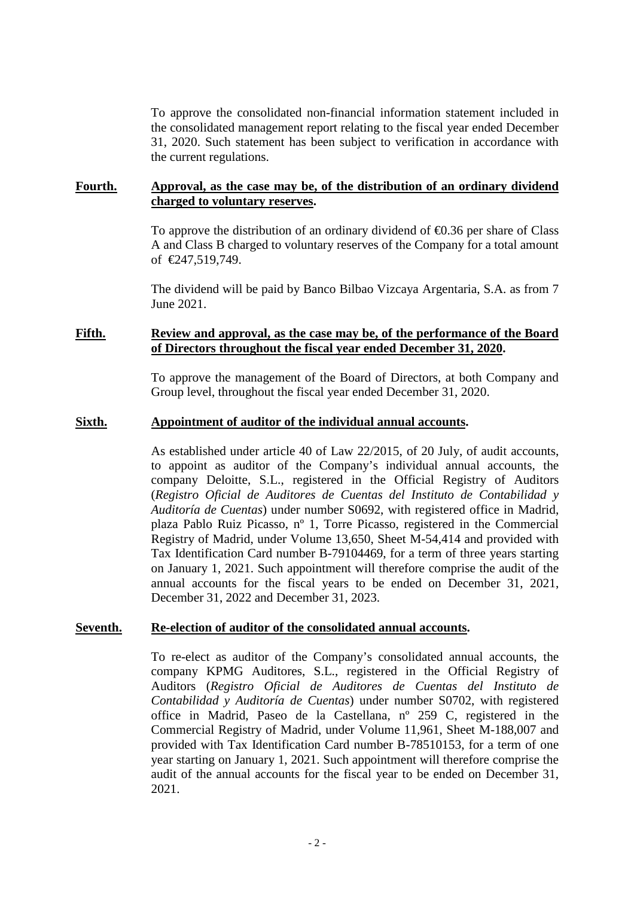To approve the consolidated non-financial information statement included in the consolidated management report relating to the fiscal year ended December 31, 2020. Such statement has been subject to verification in accordance with the current regulations.

**Fourth.** **Approval, as the case may be, of the distribution of an ordinary dividend charged to voluntary reserves.**

To approve the distribution of an ordinary dividend of €0.36 per share of Class A and Class B charged to voluntary reserves of the Company for a total amount of €247,519,749.

The dividend will be paid by Banco Bilbao Vizcaya Argentaria, S.A. as from 7 June 2021.

**Fifth.** **Review and approval, as the case may be, of the performance of the Board of Directors throughout the fiscal year ended December 31, 2020.**

To approve the management of the Board of Directors, at both Company and Group level, throughout the fiscal year ended December 31, 2020.

**Sixth.** **Appointment of auditor of the individual annual accounts.**

As established under article 40 of Law 22/2015, of 20 July, of audit accounts, to appoint as auditor of the Company's individual annual accounts, the company Deloitte, S.L., registered in the Official Registry of Auditors (*Registro Oficial de Auditores de Cuentas del Instituto de Contabilidad y Auditoría de Cuentas*) under number S0692, with registered office in Madrid, plaza Pablo Ruiz Picasso, nº 1, Torre Picasso, registered in the Commercial Registry of Madrid, under Volume 13,650, Sheet M-54,414 and provided with Tax Identification Card number B-79104469, for a term of three years starting on January 1, 2021. Such appointment will therefore comprise the audit of the annual accounts for the fiscal years to be ended on December 31, 2021, December 31, 2022 and December 31, 2023.

**Seventh.** **Re-election of auditor of the consolidated annual accounts.**

To re-elect as auditor of the Company's consolidated annual accounts, the company KPMG Auditores, S.L., registered in the Official Registry of Auditors (*Registro Oficial de Auditores de Cuentas del Instituto de Contabilidad y Auditoría de Cuentas*) under number S0702, with registered office in Madrid, Paseo de la Castellana, nº 259 C, registered in the Commercial Registry of Madrid, under Volume 11,961, Sheet M-188,007 and provided with Tax Identification Card number B-78510153, for a term of one year starting on January 1, 2021. Such appointment will therefore comprise the audit of the annual accounts for the fiscal year to be ended on December 31, 2021.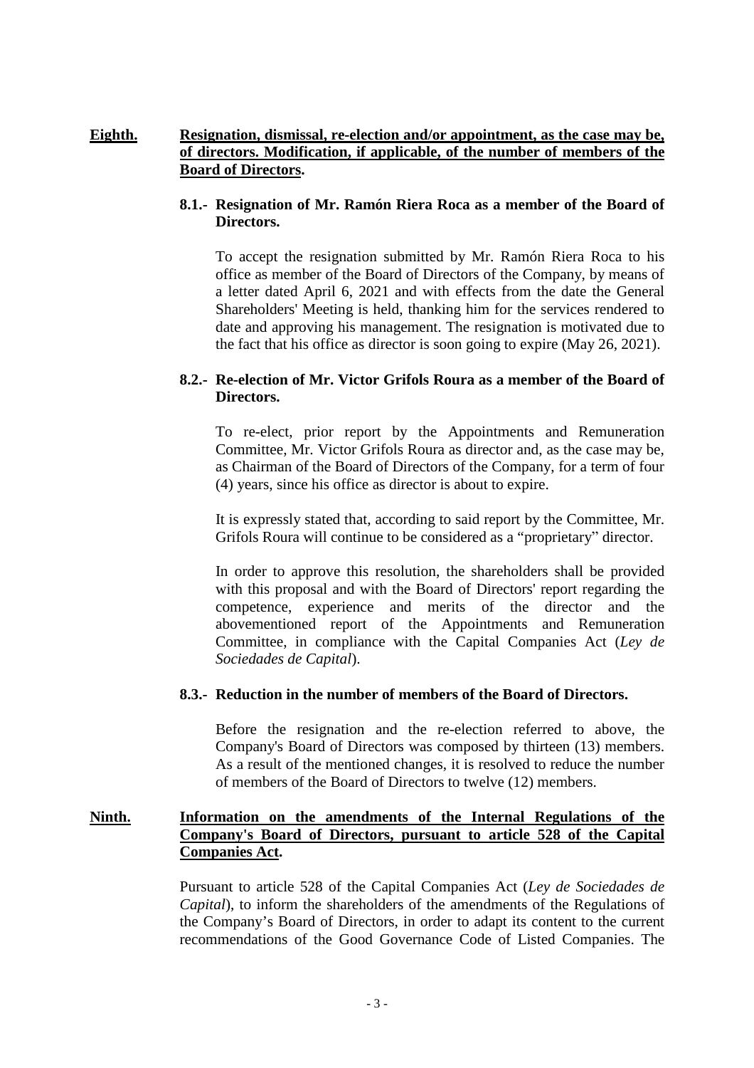**<u>Eighth.</u>** **<u>Resignation, dismissal, re-election and/or appointment, as the case may be, of directors. Modification, if applicable, of the number of members of the Board of Directors</u>.**

**8.1.- Resignation of Mr. Ramón Riera Roca as a member of the Board of Directors.**

To accept the resignation submitted by Mr. Ramón Riera Roca to his office as member of the Board of Directors of the Company, by means of a letter dated April 6, 2021 and with effects from the date the General Shareholders' Meeting is held, thanking him for the services rendered to date and approving his management. The resignation is motivated due to the fact that his office as director is soon going to expire (May 26, 2021).

**8.2.- Re-election of Mr. Victor Grifols Roura as a member of the Board of Directors.**

To re-elect, prior report by the Appointments and Remuneration Committee, Mr. Victor Grifols Roura as director and, as the case may be, as Chairman of the Board of Directors of the Company, for a term of four (4) years, since his office as director is about to expire.

It is expressly stated that, according to said report by the Committee, Mr. Grifols Roura will continue to be considered as a "proprietary" director.

In order to approve this resolution, the shareholders shall be provided with this proposal and with the Board of Directors' report regarding the competence, experience and merits of the director and the abovementioned report of the Appointments and Remuneration Committee, in compliance with the Capital Companies Act (*Ley de Sociedades de Capital*).

**8.3.- Reduction in the number of members of the Board of Directors.**

Before the resignation and the re-election referred to above, the Company's Board of Directors was composed by thirteen (13) members. As a result of the mentioned changes, it is resolved to reduce the number of members of the Board of Directors to twelve (12) members.

**<u>Ninth.</u>** **<u>Information on the amendments of the Internal Regulations of the Company's Board of Directors, pursuant to article 528 of the Capital Companies Act</u>.**

Pursuant to article 528 of the Capital Companies Act (*Ley de Sociedades de Capital*), to inform the shareholders of the amendments of the Regulations of the Company's Board of Directors, in order to adapt its content to the current recommendations of the Good Governance Code of Listed Companies. The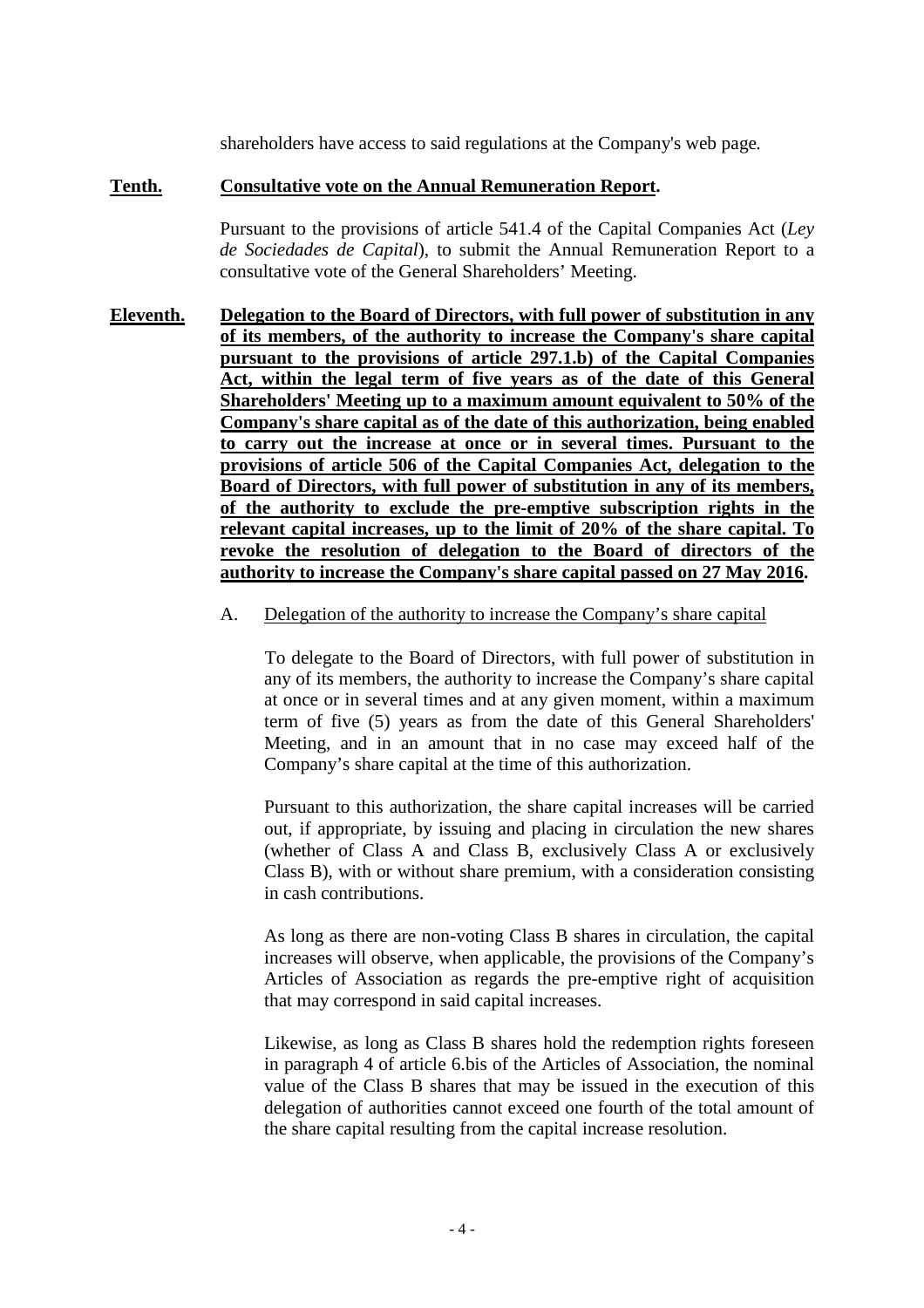shareholders have access to said regulations at the Company's web page.

**Tenth. Consultative vote on the Annual Remuneration Report.**

Pursuant to the provisions of article 541.4 of the Capital Companies Act (*Ley de Sociedades de Capital*), to submit the Annual Remuneration Report to a consultative vote of the General Shareholders' Meeting.

**Eleventh. Delegation to the Board of Directors, with full power of substitution in any of its members, of the authority to increase the Company's share capital pursuant to the provisions of article 297.1.b) of the Capital Companies Act, within the legal term of five years as of the date of this General Shareholders' Meeting up to a maximum amount equivalent to 50% of the Company's share capital as of the date of this authorization, being enabled to carry out the increase at once or in several times. Pursuant to the provisions of article 506 of the Capital Companies Act, delegation to the Board of Directors, with full power of substitution in any of its members, of the authority to exclude the pre-emptive subscription rights in the relevant capital increases, up to the limit of 20% of the share capital. To revoke the resolution of delegation to the Board of directors of the authority to increase the Company's share capital passed on 27 May 2016.**

A. Delegation of the authority to increase the Company's share capital

To delegate to the Board of Directors, with full power of substitution in any of its members, the authority to increase the Company's share capital at once or in several times and at any given moment, within a maximum term of five (5) years as from the date of this General Shareholders' Meeting, and in an amount that in no case may exceed half of the Company's share capital at the time of this authorization.

Pursuant to this authorization, the share capital increases will be carried out, if appropriate, by issuing and placing in circulation the new shares (whether of Class A and Class B, exclusively Class A or exclusively Class B), with or without share premium, with a consideration consisting in cash contributions.

As long as there are non-voting Class B shares in circulation, the capital increases will observe, when applicable, the provisions of the Company's Articles of Association as regards the pre-emptive right of acquisition that may correspond in said capital increases.

Likewise, as long as Class B shares hold the redemption rights foreseen in paragraph 4 of article 6.bis of the Articles of Association, the nominal value of the Class B shares that may be issued in the execution of this delegation of authorities cannot exceed one fourth of the total amount of the share capital resulting from the capital increase resolution.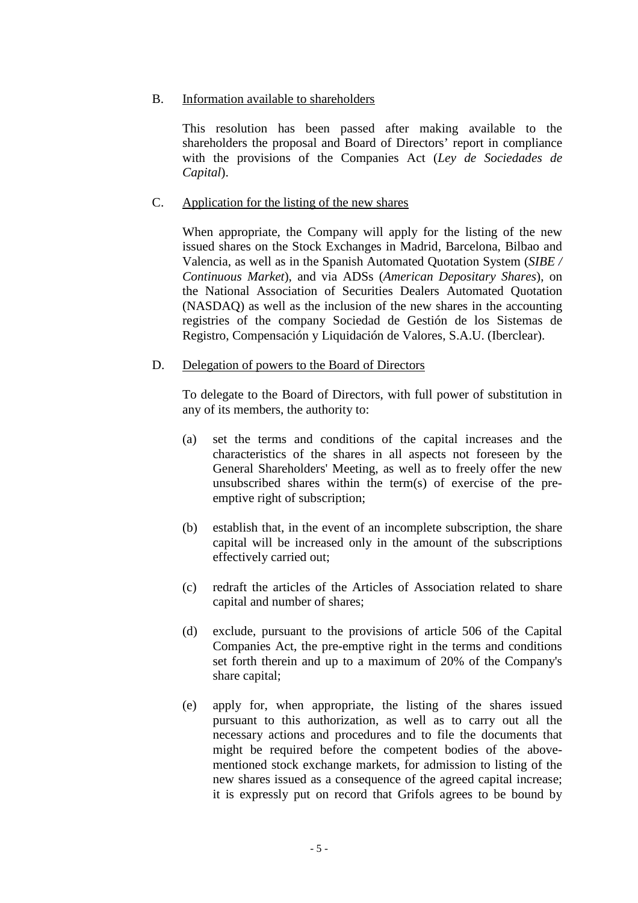B. <u>Information available to shareholders</u>

This resolution has been passed after making available to the shareholders the proposal and Board of Directors' report in compliance with the provisions of the Companies Act (*Ley de Sociedades de Capital*).

C. <u>Application for the listing of the new shares</u>

When appropriate, the Company will apply for the listing of the new issued shares on the Stock Exchanges in Madrid, Barcelona, Bilbao and Valencia, as well as in the Spanish Automated Quotation System (*SIBE / Continuous Market*), and via ADSs (*American Depositary Shares*), on the National Association of Securities Dealers Automated Quotation (NASDAQ) as well as the inclusion of the new shares in the accounting registries of the company Sociedad de Gestión de los Sistemas de Registro, Compensación y Liquidación de Valores, S.A.U. (Iberclear).

D. <u>Delegation of powers to the Board of Directors</u>

To delegate to the Board of Directors, with full power of substitution in any of its members, the authority to:

(a) set the terms and conditions of the capital increases and the characteristics of the shares in all aspects not foreseen by the General Shareholders' Meeting, as well as to freely offer the new unsubscribed shares within the term(s) of exercise of the pre-emptive right of subscription;

(b) establish that, in the event of an incomplete subscription, the share capital will be increased only in the amount of the subscriptions effectively carried out;

(c) redraft the articles of the Articles of Association related to share capital and number of shares;

(d) exclude, pursuant to the provisions of article 506 of the Capital Companies Act, the pre-emptive right in the terms and conditions set forth therein and up to a maximum of 20% of the Company's share capital;

(e) apply for, when appropriate, the listing of the shares issued pursuant to this authorization, as well as to carry out all the necessary actions and procedures and to file the documents that might be required before the competent bodies of the above-mentioned stock exchange markets, for admission to listing of the new shares issued as a consequence of the agreed capital increase; it is expressly put on record that Grifols agrees to be bound by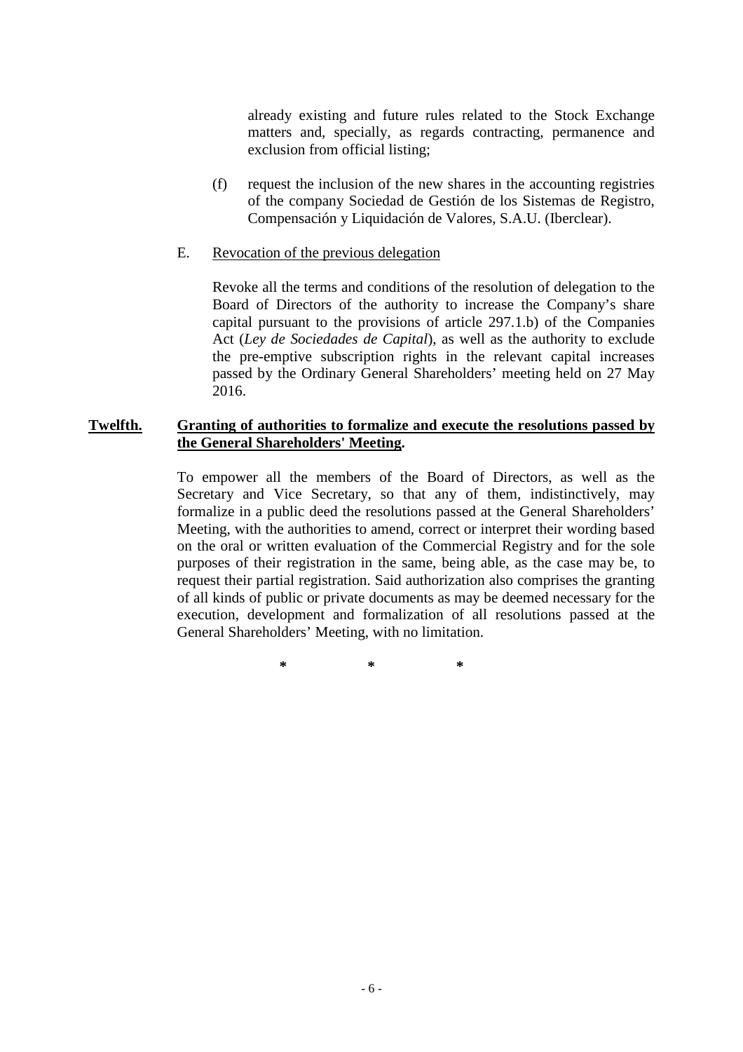already existing and future rules related to the Stock Exchange matters and, specially, as regards contracting, permanence and exclusion from official listing;

(f) request the inclusion of the new shares in the accounting registries of the company Sociedad de Gestión de los Sistemas de Registro, Compensación y Liquidación de Valores, S.A.U. (Iberclear).

E. Revocation of the previous delegation

Revoke all the terms and conditions of the resolution of delegation to the Board of Directors of the authority to increase the Company's share capital pursuant to the provisions of article 297.1.b) of the Companies Act (*Ley de Sociedades de Capital*), as well as the authority to exclude the pre-emptive subscription rights in the relevant capital increases passed by the Ordinary General Shareholders' meeting held on 27 May 2016.

**Twelfth. Granting of authorities to formalize and execute the resolutions passed by the General Shareholders' Meeting.**

To empower all the members of the Board of Directors, as well as the Secretary and Vice Secretary, so that any of them, indistinctively, may formalize in a public deed the resolutions passed at the General Shareholders' Meeting, with the authorities to amend, correct or interpret their wording based on the oral or written evaluation of the Commercial Registry and for the sole purposes of their registration in the same, being able, as the case may be, to request their partial registration. Said authorization also comprises the granting of all kinds of public or private documents as may be deemed necessary for the execution, development and formalization of all resolutions passed at the General Shareholders' Meeting, with no limitation.

\* \* \*